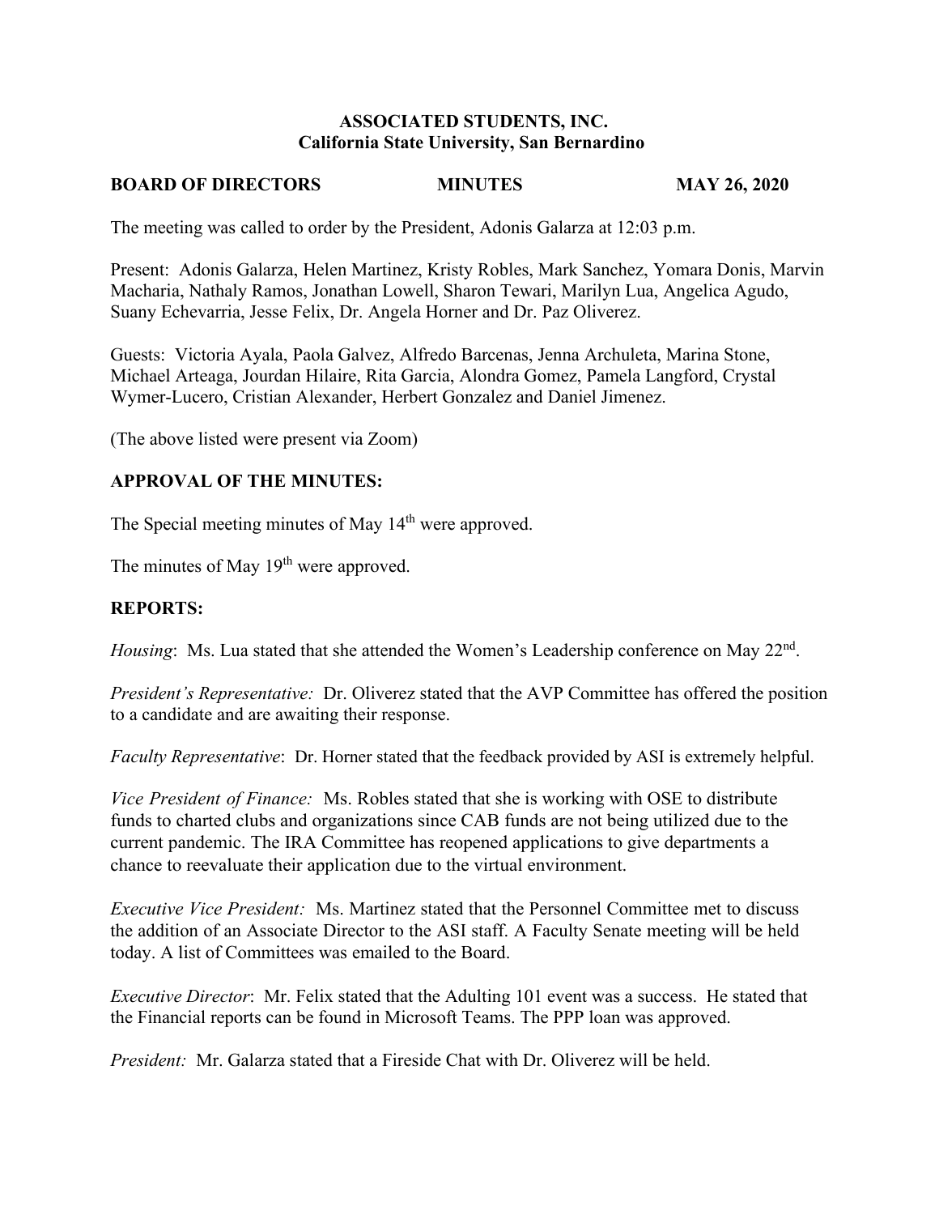**ASSOCIATED STUDENTS, INC.**
**California State University, San Bernardino**

**BOARD OF DIRECTORS MINUTES MAY 26, 2020**

The meeting was called to order by the President, Adonis Galarza at 12:03 p.m.

Present: Adonis Galarza, Helen Martinez, Kristy Robles, Mark Sanchez, Yomara Donis, Marvin Macharia, Nathaly Ramos, Jonathan Lowell, Sharon Tewari, Marilyn Lua, Angelica Agudo, Suany Echevarria, Jesse Felix, Dr. Angela Horner and Dr. Paz Oliverez.

Guests: Victoria Ayala, Paola Galvez, Alfredo Barcenas, Jenna Archuleta, Marina Stone, Michael Arteaga, Jourdan Hilaire, Rita Garcia, Alondra Gomez, Pamela Langford, Crystal Wymer-Lucero, Cristian Alexander, Herbert Gonzalez and Daniel Jimenez.

(The above listed were present via Zoom)

## APPROVAL OF THE MINUTES:

The Special meeting minutes of May 14th were approved.

The minutes of May 19th were approved.

## REPORTS:

*Housing*: Ms. Lua stated that she attended the Women's Leadership conference on May 22nd.

*President's Representative:* Dr. Oliverez stated that the AVP Committee has offered the position to a candidate and are awaiting their response.

*Faculty Representative*: Dr. Horner stated that the feedback provided by ASI is extremely helpful.

*Vice President of Finance:* Ms. Robles stated that she is working with OSE to distribute funds to charted clubs and organizations since CAB funds are not being utilized due to the current pandemic. The IRA Committee has reopened applications to give departments a chance to reevaluate their application due to the virtual environment.

*Executive Vice President:* Ms. Martinez stated that the Personnel Committee met to discuss the addition of an Associate Director to the ASI staff. A Faculty Senate meeting will be held today. A list of Committees was emailed to the Board.

*Executive Director*: Mr. Felix stated that the Adulting 101 event was a success. He stated that the Financial reports can be found in Microsoft Teams. The PPP loan was approved.

*President:* Mr. Galarza stated that a Fireside Chat with Dr. Oliverez will be held.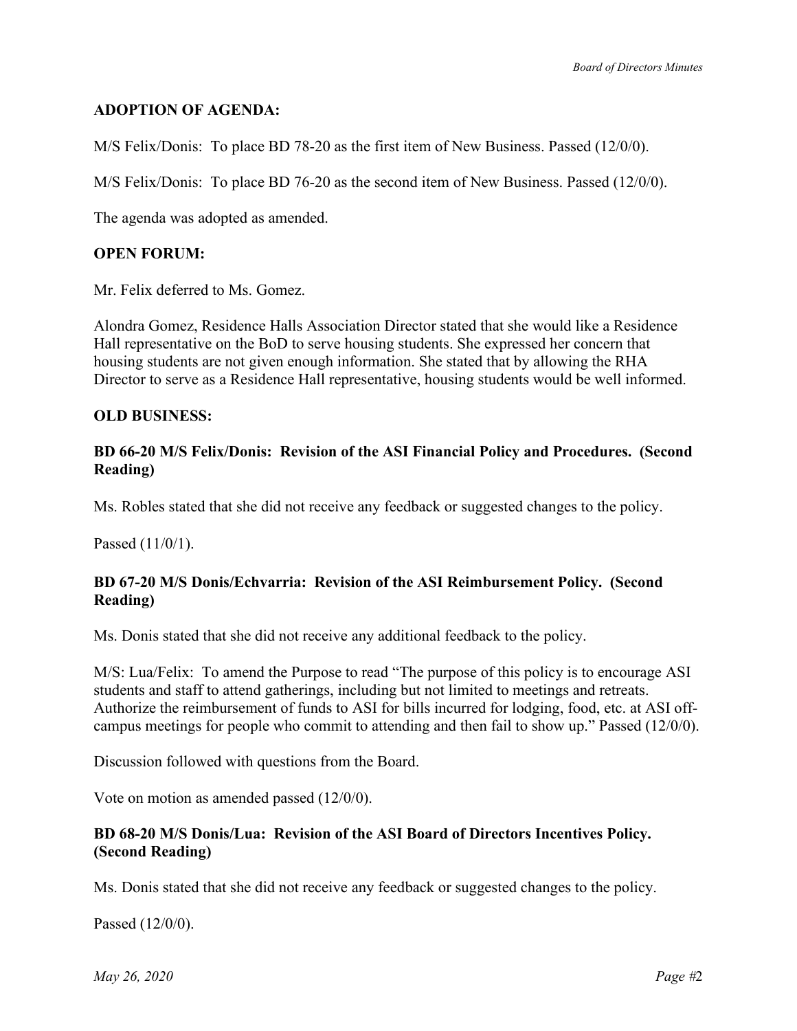**ADOPTION OF AGENDA:**

M/S Felix/Donis: To place BD 78-20 as the first item of New Business. Passed (12/0/0).

M/S Felix/Donis: To place BD 76-20 as the second item of New Business. Passed (12/0/0).

The agenda was adopted as amended.

**OPEN FORUM:**

Mr. Felix deferred to Ms. Gomez.

Alondra Gomez, Residence Halls Association Director stated that she would like a Residence Hall representative on the BoD to serve housing students. She expressed her concern that housing students are not given enough information. She stated that by allowing the RHA Director to serve as a Residence Hall representative, housing students would be well informed.

**OLD BUSINESS:**

**BD 66-20 M/S Felix/Donis: Revision of the ASI Financial Policy and Procedures. (Second Reading)**

Ms. Robles stated that she did not receive any feedback or suggested changes to the policy.

Passed (11/0/1).

**BD 67-20 M/S Donis/Echvarria: Revision of the ASI Reimbursement Policy. (Second Reading)**

Ms. Donis stated that she did not receive any additional feedback to the policy.

M/S: Lua/Felix: To amend the Purpose to read "The purpose of this policy is to encourage ASI students and staff to attend gatherings, including but not limited to meetings and retreats. Authorize the reimbursement of funds to ASI for bills incurred for lodging, food, etc. at ASI off-campus meetings for people who commit to attending and then fail to show up." Passed (12/0/0).

Discussion followed with questions from the Board.

Vote on motion as amended passed (12/0/0).

**BD 68-20 M/S Donis/Lua: Revision of the ASI Board of Directors Incentives Policy. (Second Reading)**

Ms. Donis stated that she did not receive any feedback or suggested changes to the policy.

Passed (12/0/0).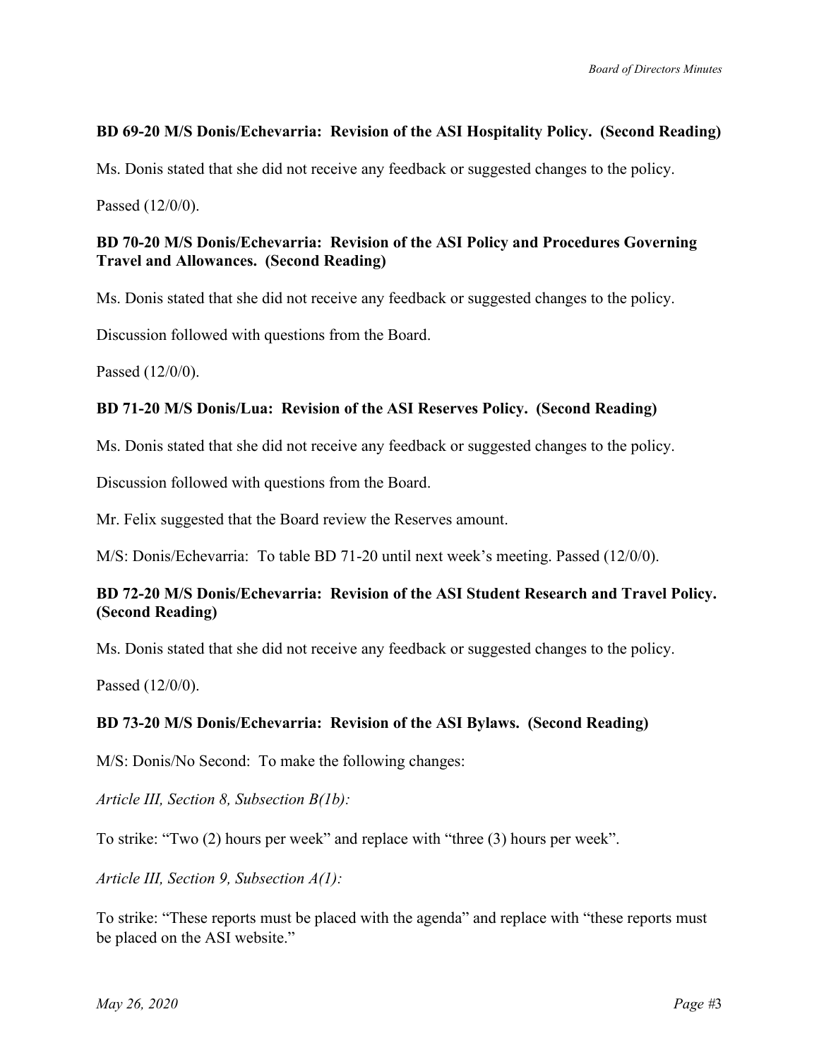**BD 69-20 M/S Donis/Echevarria: Revision of the ASI Hospitality Policy. (Second Reading)**

Ms. Donis stated that she did not receive any feedback or suggested changes to the policy.

Passed (12/0/0).

**BD 70-20 M/S Donis/Echevarria: Revision of the ASI Policy and Procedures Governing Travel and Allowances. (Second Reading)**

Ms. Donis stated that she did not receive any feedback or suggested changes to the policy.

Discussion followed with questions from the Board.

Passed (12/0/0).

**BD 71-20 M/S Donis/Lua: Revision of the ASI Reserves Policy. (Second Reading)**

Ms. Donis stated that she did not receive any feedback or suggested changes to the policy.

Discussion followed with questions from the Board.

Mr. Felix suggested that the Board review the Reserves amount.

M/S: Donis/Echevarria: To table BD 71-20 until next week's meeting. Passed (12/0/0).

**BD 72-20 M/S Donis/Echevarria: Revision of the ASI Student Research and Travel Policy. (Second Reading)**

Ms. Donis stated that she did not receive any feedback or suggested changes to the policy.

Passed (12/0/0).

**BD 73-20 M/S Donis/Echevarria: Revision of the ASI Bylaws. (Second Reading)**

M/S: Donis/No Second: To make the following changes:

*Article III, Section 8, Subsection B(1b):*

To strike: "Two (2) hours per week" and replace with "three (3) hours per week".

*Article III, Section 9, Subsection A(1):*

To strike: "These reports must be placed with the agenda" and replace with "these reports must be placed on the ASI website."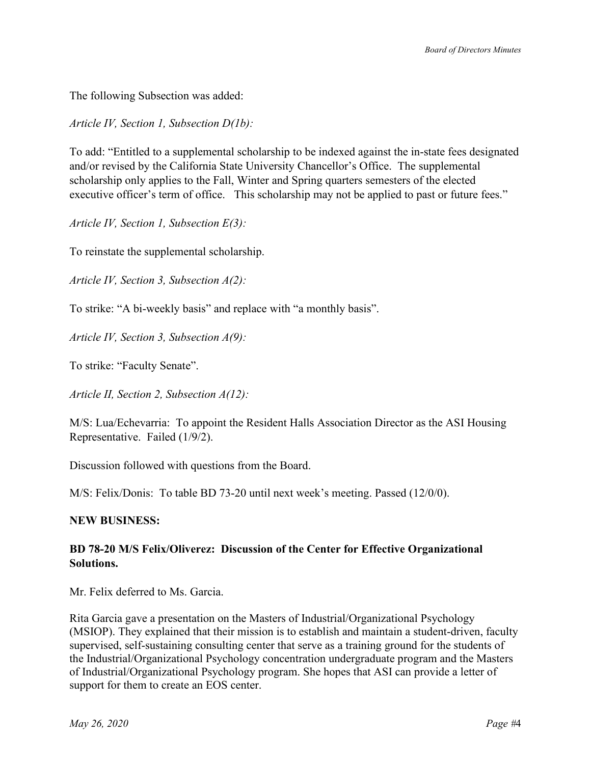The following Subsection was added:

*Article IV, Section 1, Subsection D(1b):*

To add: "Entitled to a supplemental scholarship to be indexed against the in-state fees designated and/or revised by the California State University Chancellor's Office. The supplemental scholarship only applies to the Fall, Winter and Spring quarters semesters of the elected executive officer's term of office. This scholarship may not be applied to past or future fees."

*Article IV, Section 1, Subsection E(3):*

To reinstate the supplemental scholarship.

*Article IV, Section 3, Subsection A(2):*

To strike: "A bi-weekly basis" and replace with "a monthly basis".

*Article IV, Section 3, Subsection A(9):*

To strike: "Faculty Senate".

*Article II, Section 2, Subsection A(12):*

M/S: Lua/Echevarria: To appoint the Resident Halls Association Director as the ASI Housing Representative. Failed (1/9/2).

Discussion followed with questions from the Board.

M/S: Felix/Donis: To table BD 73-20 until next week's meeting. Passed (12/0/0).

**NEW BUSINESS:**

**BD 78-20 M/S Felix/Oliverez: Discussion of the Center for Effective Organizational Solutions.**

Mr. Felix deferred to Ms. Garcia.

Rita Garcia gave a presentation on the Masters of Industrial/Organizational Psychology (MSIOP). They explained that their mission is to establish and maintain a student-driven, faculty supervised, self-sustaining consulting center that serve as a training ground for the students of the Industrial/Organizational Psychology concentration undergraduate program and the Masters of Industrial/Organizational Psychology program. She hopes that ASI can provide a letter of support for them to create an EOS center.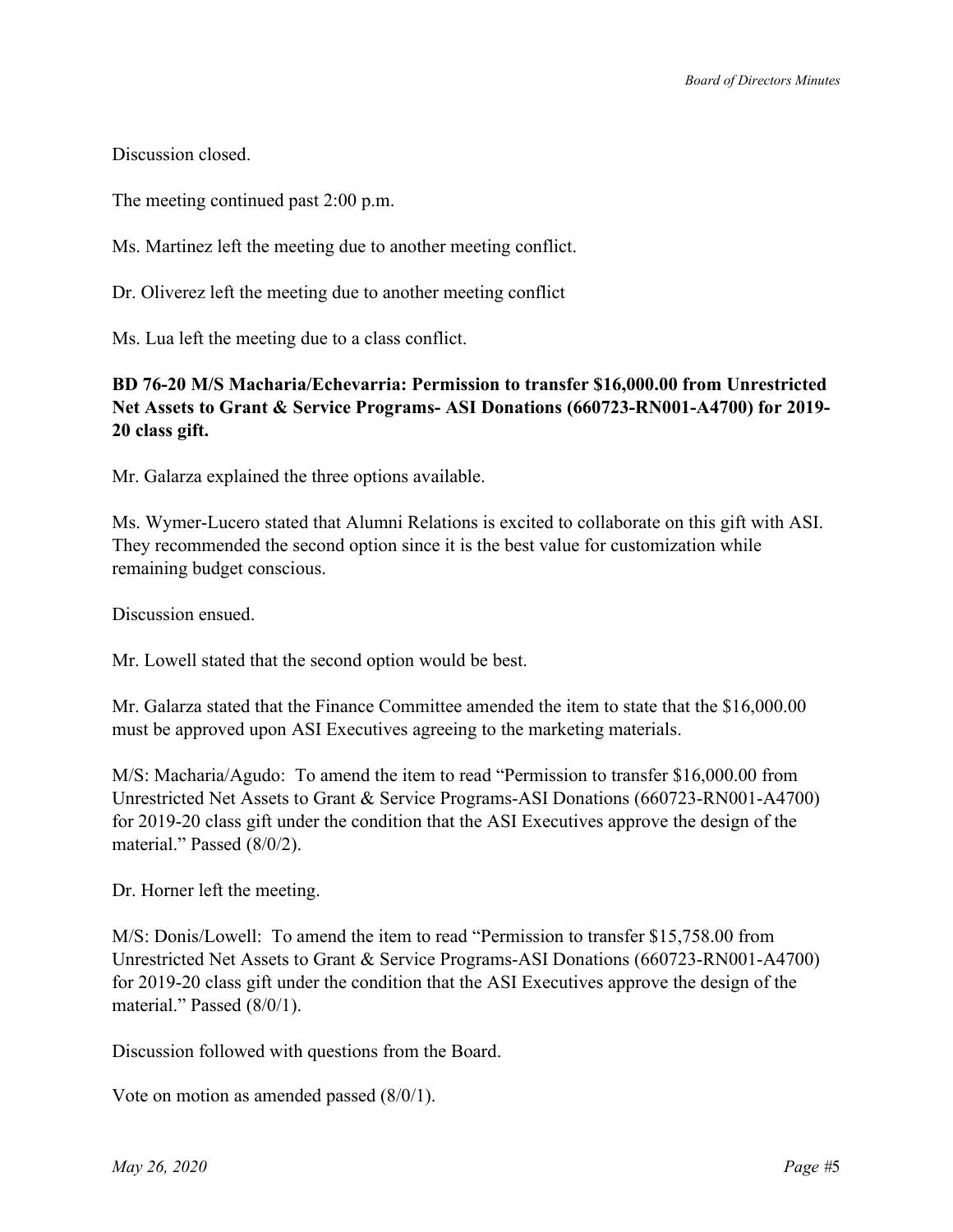Discussion closed.

The meeting continued past 2:00 p.m.

Ms. Martinez left the meeting due to another meeting conflict.

Dr. Oliverez left the meeting due to another meeting conflict

Ms. Lua left the meeting due to a class conflict.

**BD 76-20 M/S Macharia/Echevarria: Permission to transfer $16,000.00 from Unrestricted Net Assets to Grant & Service Programs- ASI Donations (660723-RN001-A4700) for 2019-20 class gift.**

Mr. Galarza explained the three options available.

Ms. Wymer-Lucero stated that Alumni Relations is excited to collaborate on this gift with ASI. They recommended the second option since it is the best value for customization while remaining budget conscious.

Discussion ensued.

Mr. Lowell stated that the second option would be best.

Mr. Galarza stated that the Finance Committee amended the item to state that the $16,000.00 must be approved upon ASI Executives agreeing to the marketing materials.

M/S: Macharia/Agudo: To amend the item to read "Permission to transfer $16,000.00 from Unrestricted Net Assets to Grant & Service Programs-ASI Donations (660723-RN001-A4700) for 2019-20 class gift under the condition that the ASI Executives approve the design of the material." Passed (8/0/2).

Dr. Horner left the meeting.

M/S: Donis/Lowell: To amend the item to read "Permission to transfer $15,758.00 from Unrestricted Net Assets to Grant & Service Programs-ASI Donations (660723-RN001-A4700) for 2019-20 class gift under the condition that the ASI Executives approve the design of the material." Passed (8/0/1).

Discussion followed with questions from the Board.

Vote on motion as amended passed (8/0/1).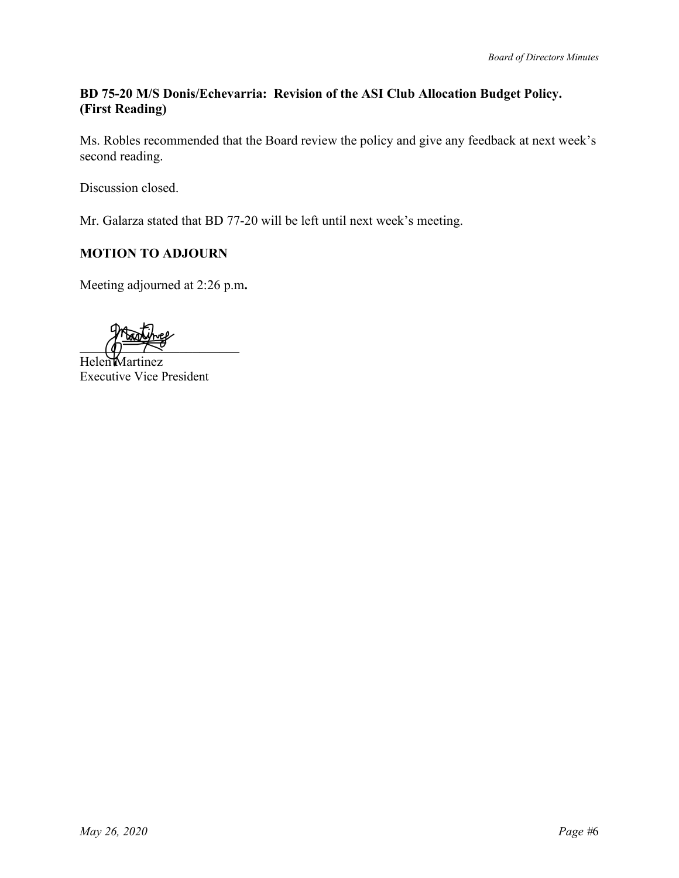**BD 75-20 M/S Donis/Echevarria: Revision of the ASI Club Allocation Budget Policy. (First Reading)**

Ms. Robles recommended that the Board review the policy and give any feedback at next week's second reading.

Discussion closed.

Mr. Galarza stated that BD 77-20 will be left until next week's meeting.

**MOTION TO ADJOURN**

Meeting adjourned at 2:26 p.m**.**

Helen Martinez
Executive Vice President